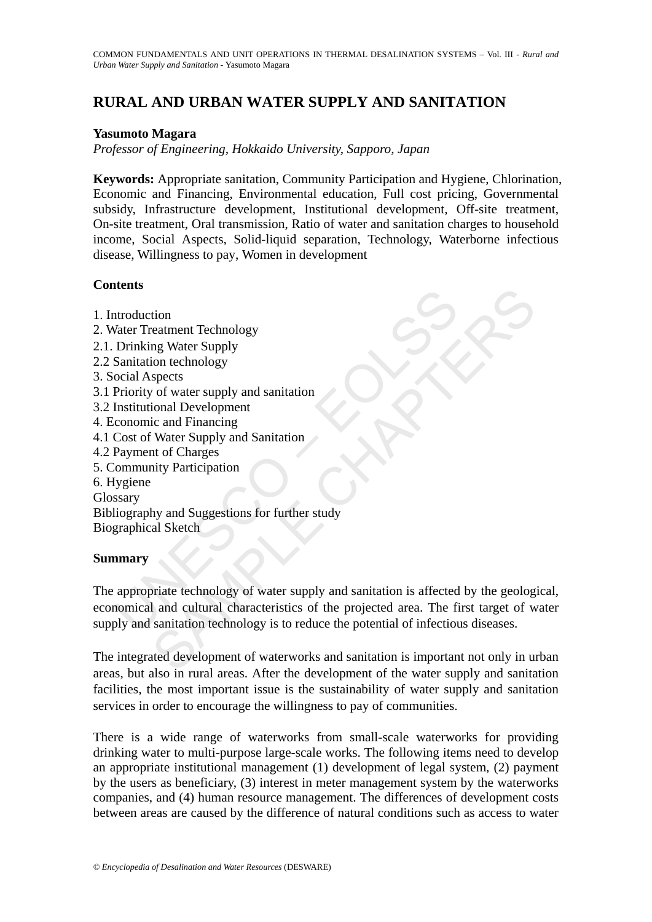# RURAL AND URBAN WATER SUPPLY AND SANITATION

**Yasumoto Magara**

*Professor of Engineering, Hokkaido University, Sapporo, Japan*

**Keywords:** Appropriate sanitation, Community Participation and Hygiene, Chlorination, Economic and Financing, Environmental education, Full cost pricing, Governmental subsidy, Infrastructure development, Institutional development, Off-site treatment, On-site treatment, Oral transmission, Ratio of water and sanitation charges to household income, Social Aspects, Solid-liquid separation, Technology, Waterborne infectious disease, Willingness to pay, Women in development

## Contents

1. Introduction
2. Water Treatment Technology
2.1. Drinking Water Supply
2.2 Sanitation technology
3. Social Aspects
3.1 Priority of water supply and sanitation
3.2 Institutional Development
4. Economic and Financing
4.1 Cost of Water Supply and Sanitation
4.2 Payment of Charges
5. Community Participation
6. Hygiene

Glossary
Bibliography and Suggestions for further study
Biographical Sketch

## Summary

The appropriate technology of water supply and sanitation is affected by the geological, economical and cultural characteristics of the projected area. The first target of water supply and sanitation technology is to reduce the potential of infectious diseases.

The integrated development of waterworks and sanitation is important not only in urban areas, but also in rural areas. After the development of the water supply and sanitation facilities, the most important issue is the sustainability of water supply and sanitation services in order to encourage the willingness to pay of communities.

There is a wide range of waterworks from small-scale waterworks for providing drinking water to multi-purpose large-scale works. The following items need to develop an appropriate institutional management (1) development of legal system, (2) payment by the users as beneficiary, (3) interest in meter management system by the waterworks companies, and (4) human resource management. The differences of development costs between areas are caused by the difference of natural conditions such as access to water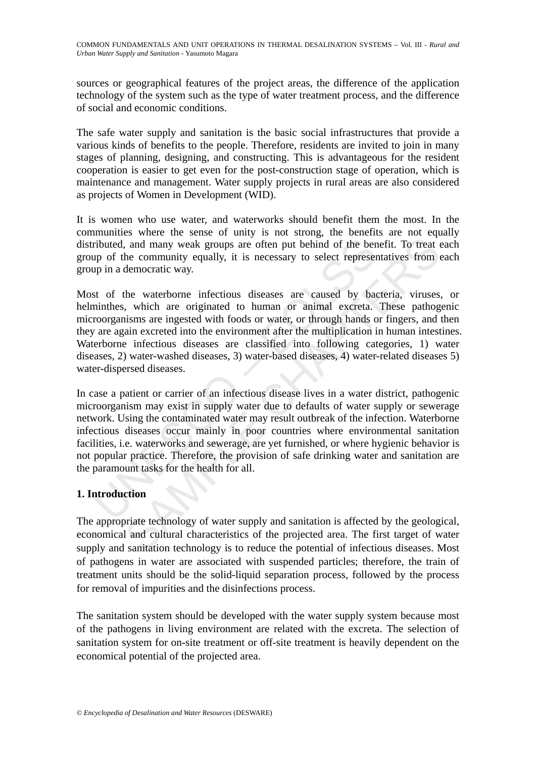sources or geographical features of the project areas, the difference of the application technology of the system such as the type of water treatment process, and the difference of social and economic conditions.

The safe water supply and sanitation is the basic social infrastructures that provide a various kinds of benefits to the people. Therefore, residents are invited to join in many stages of planning, designing, and constructing. This is advantageous for the resident cooperation is easier to get even for the post-construction stage of operation, which is maintenance and management. Water supply projects in rural areas are also considered as projects of Women in Development (WID).

It is women who use water, and waterworks should benefit them the most. In the communities where the sense of unity is not strong, the benefits are not equally distributed, and many weak groups are often put behind of the benefit. To treat each group of the community equally, it is necessary to select representatives from each group in a democratic way.

Most of the waterborne infectious diseases are caused by bacteria, viruses, or helminthes, which are originated to human or animal excreta. These pathogenic microorganisms are ingested with foods or water, or through hands or fingers, and then they are again excreted into the environment after the multiplication in human intestines. Waterborne infectious diseases are classified into following categories, 1) water diseases, 2) water-washed diseases, 3) water-based diseases, 4) water-related diseases 5) water-dispersed diseases.

In case a patient or carrier of an infectious disease lives in a water district, pathogenic microorganism may exist in supply water due to defaults of water supply or sewerage network. Using the contaminated water may result outbreak of the infection. Waterborne infectious diseases occur mainly in poor countries where environmental sanitation facilities, i.e. waterworks and sewerage, are yet furnished, or where hygienic behavior is not popular practice. Therefore, the provision of safe drinking water and sanitation are the paramount tasks for the health for all.

## 1. Introduction

The appropriate technology of water supply and sanitation is affected by the geological, economical and cultural characteristics of the projected area. The first target of water supply and sanitation technology is to reduce the potential of infectious diseases. Most of pathogens in water are associated with suspended particles; therefore, the train of treatment units should be the solid-liquid separation process, followed by the process for removal of impurities and the disinfections process.

The sanitation system should be developed with the water supply system because most of the pathogens in living environment are related with the excreta. The selection of sanitation system for on-site treatment or off-site treatment is heavily dependent on the economical potential of the projected area.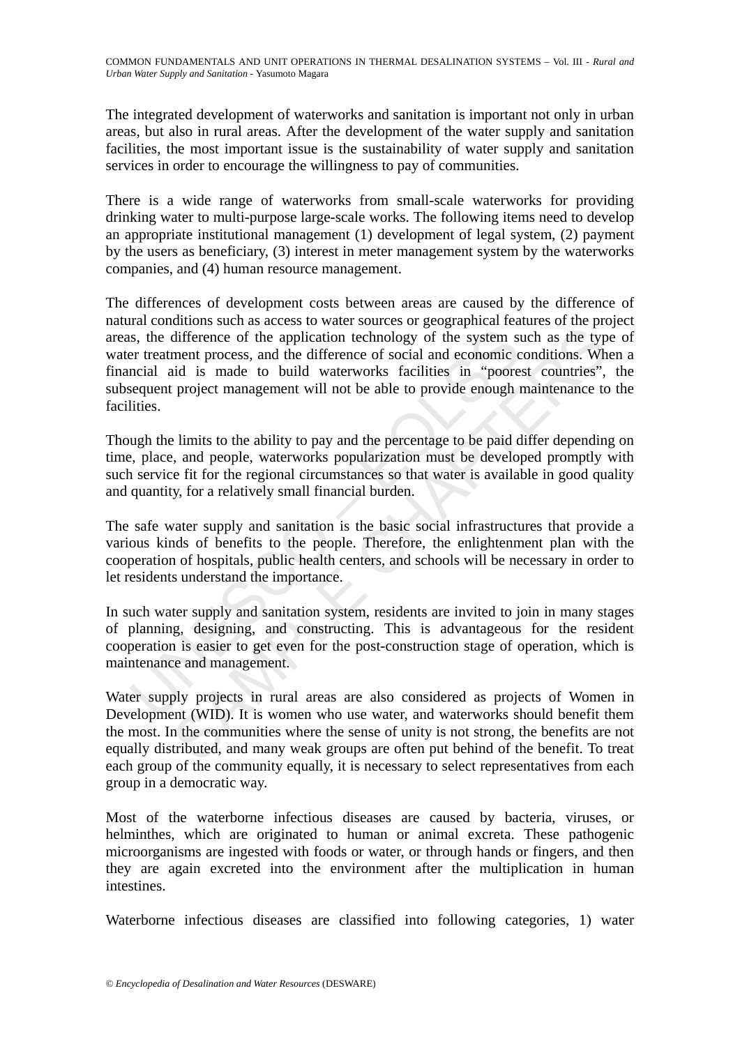The integrated development of waterworks and sanitation is important not only in urban areas, but also in rural areas. After the development of the water supply and sanitation facilities, the most important issue is the sustainability of water supply and sanitation services in order to encourage the willingness to pay of communities.

There is a wide range of waterworks from small-scale waterworks for providing drinking water to multi-purpose large-scale works. The following items need to develop an appropriate institutional management (1) development of legal system, (2) payment by the users as beneficiary, (3) interest in meter management system by the waterworks companies, and (4) human resource management.

The differences of development costs between areas are caused by the difference of natural conditions such as access to water sources or geographical features of the project areas, the difference of the application technology of the system such as the type of water treatment process, and the difference of social and economic conditions. When a financial aid is made to build waterworks facilities in "poorest countries", the subsequent project management will not be able to provide enough maintenance to the facilities.

Though the limits to the ability to pay and the percentage to be paid differ depending on time, place, and people, waterworks popularization must be developed promptly with such service fit for the regional circumstances so that water is available in good quality and quantity, for a relatively small financial burden.

The safe water supply and sanitation is the basic social infrastructures that provide a various kinds of benefits to the people. Therefore, the enlightenment plan with the cooperation of hospitals, public health centers, and schools will be necessary in order to let residents understand the importance.

In such water supply and sanitation system, residents are invited to join in many stages of planning, designing, and constructing. This is advantageous for the resident cooperation is easier to get even for the post-construction stage of operation, which is maintenance and management.

Water supply projects in rural areas are also considered as projects of Women in Development (WID). It is women who use water, and waterworks should benefit them the most. In the communities where the sense of unity is not strong, the benefits are not equally distributed, and many weak groups are often put behind of the benefit. To treat each group of the community equally, it is necessary to select representatives from each group in a democratic way.

Most of the waterborne infectious diseases are caused by bacteria, viruses, or helminthes, which are originated to human or animal excreta. These pathogenic microorganisms are ingested with foods or water, or through hands or fingers, and then they are again excreted into the environment after the multiplication in human intestines.

Waterborne infectious diseases are classified into following categories, 1) water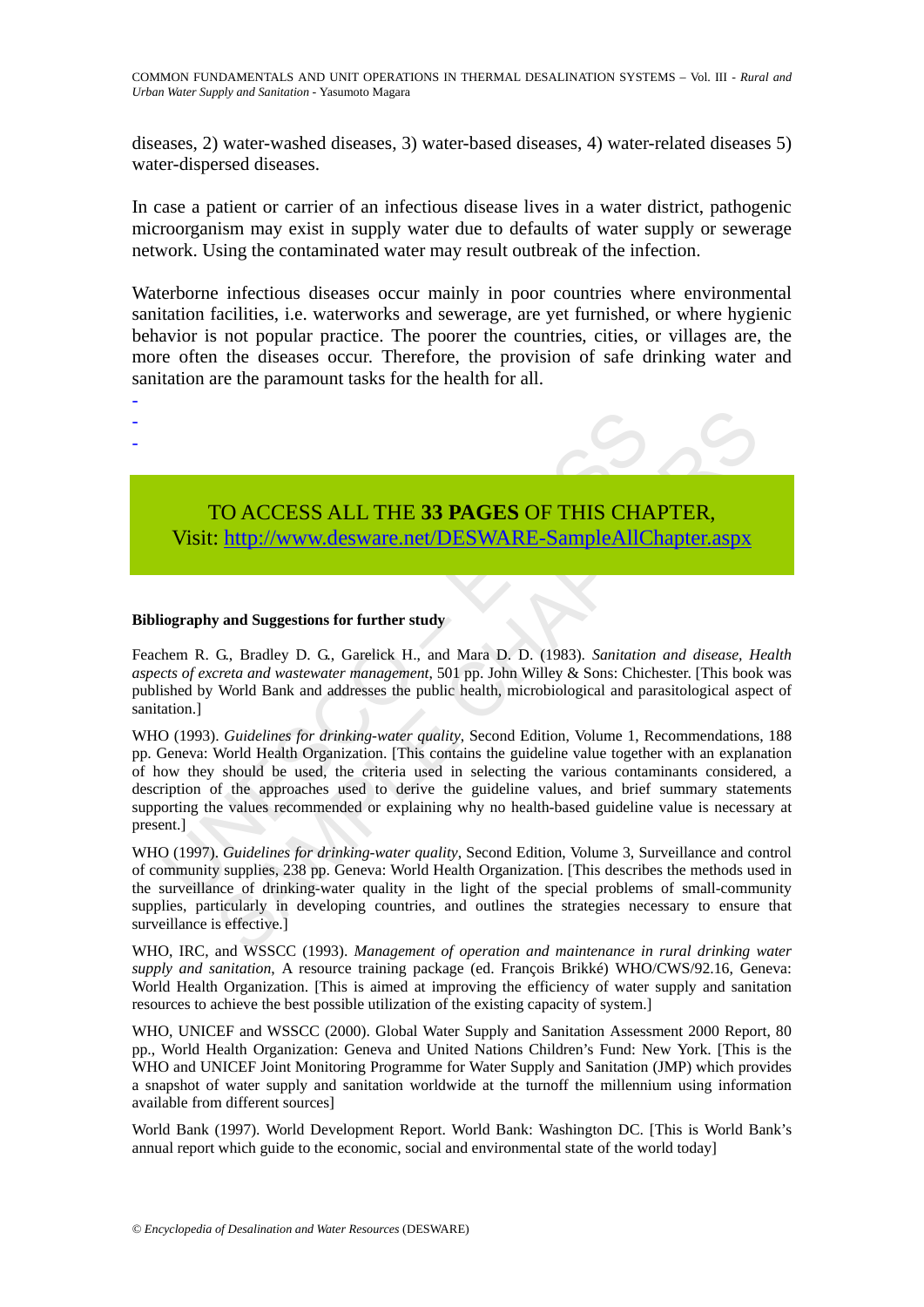diseases, 2) water-washed diseases, 3) water-based diseases, 4) water-related diseases 5) water-dispersed diseases.

In case a patient or carrier of an infectious disease lives in a water district, pathogenic microorganism may exist in supply water due to defaults of water supply or sewerage network. Using the contaminated water may result outbreak of the infection.

Waterborne infectious diseases occur mainly in poor countries where environmental sanitation facilities, i.e. waterworks and sewerage, are yet furnished, or where hygienic behavior is not popular practice. The poorer the countries, cities, or villages are, the more often the diseases occur. Therefore, the provision of safe drinking water and sanitation are the paramount tasks for the health for all.

-
-
-

TO ACCESS ALL THE **33 PAGES** OF THIS CHAPTER,
Visit: http://www.desware.net/DESWARE-SampleAllChapter.aspx

**Bibliography and Suggestions for further study**

Feachem R. G., Bradley D. G., Garelick H., and Mara D. D. (1983). *Sanitation and disease, Health aspects of excreta and wastewater management*, 501 pp. John Willey & Sons: Chichester. [This book was published by World Bank and addresses the public health, microbiological and parasitological aspect of sanitation.]

WHO (1993). *Guidelines for drinking-water quality*, Second Edition, Volume 1, Recommendations, 188 pp. Geneva: World Health Organization. [This contains the guideline value together with an explanation of how they should be used, the criteria used in selecting the various contaminants considered, a description of the approaches used to derive the guideline values, and brief summary statements supporting the values recommended or explaining why no health-based guideline value is necessary at present.]

WHO (1997). *Guidelines for drinking-water quality*, Second Edition, Volume 3, Surveillance and control of community supplies, 238 pp. Geneva: World Health Organization. [This describes the methods used in the surveillance of drinking-water quality in the light of the special problems of small-community supplies, particularly in developing countries, and outlines the strategies necessary to ensure that surveillance is effective.]

WHO, IRC, and WSSCC (1993). *Management of operation and maintenance in rural drinking water supply and sanitation*, A resource training package (ed. François Brikké) WHO/CWS/92.16, Geneva: World Health Organization. [This is aimed at improving the efficiency of water supply and sanitation resources to achieve the best possible utilization of the existing capacity of system.]

WHO, UNICEF and WSSCC (2000). Global Water Supply and Sanitation Assessment 2000 Report, 80 pp., World Health Organization: Geneva and United Nations Children's Fund: New York. [This is the WHO and UNICEF Joint Monitoring Programme for Water Supply and Sanitation (JMP) which provides a snapshot of water supply and sanitation worldwide at the turnoff the millennium using information available from different sources]

World Bank (1997). World Development Report. World Bank: Washington DC. [This is World Bank's annual report which guide to the economic, social and environmental state of the world today]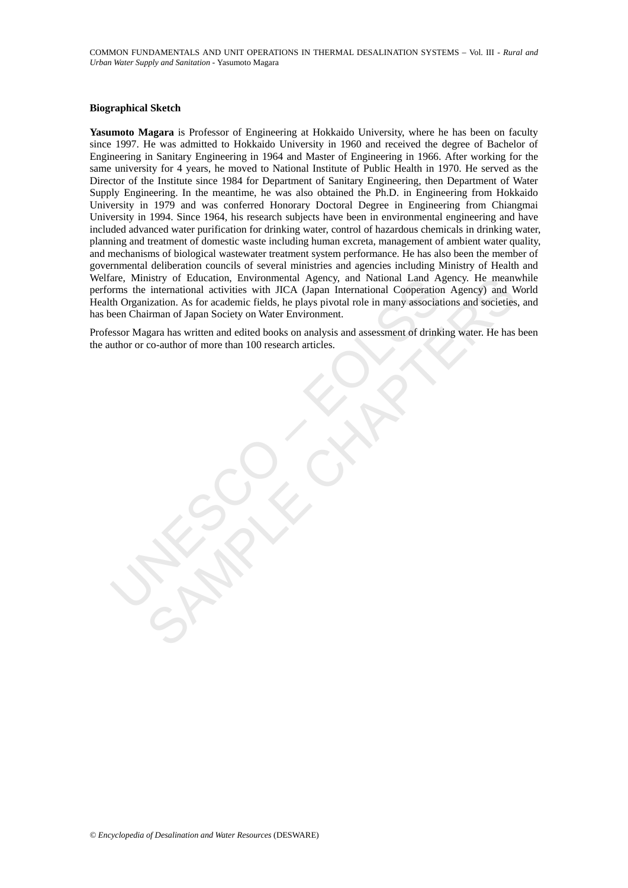**Biographical Sketch**

**Yasumoto Magara** is Professor of Engineering at Hokkaido University, where he has been on faculty since 1997. He was admitted to Hokkaido University in 1960 and received the degree of Bachelor of Engineering in Sanitary Engineering in 1964 and Master of Engineering in 1966. After working for the same university for 4 years, he moved to National Institute of Public Health in 1970. He served as the Director of the Institute since 1984 for Department of Sanitary Engineering, then Department of Water Supply Engineering. In the meantime, he was also obtained the Ph.D. in Engineering from Hokkaido University in 1979 and was conferred Honorary Doctoral Degree in Engineering from Chiangmai University in 1994. Since 1964, his research subjects have been in environmental engineering and have included advanced water purification for drinking water, control of hazardous chemicals in drinking water, planning and treatment of domestic waste including human excreta, management of ambient water quality, and mechanisms of biological wastewater treatment system performance. He has also been the member of governmental deliberation councils of several ministries and agencies including Ministry of Health and Welfare, Ministry of Education, Environmental Agency, and National Land Agency. He meanwhile performs the international activities with JICA (Japan International Cooperation Agency) and World Health Organization. As for academic fields, he plays pivotal role in many associations and societies, and has been Chairman of Japan Society on Water Environment.

Professor Magara has written and edited books on analysis and assessment of drinking water. He has been the author or co-author of more than 100 research articles.